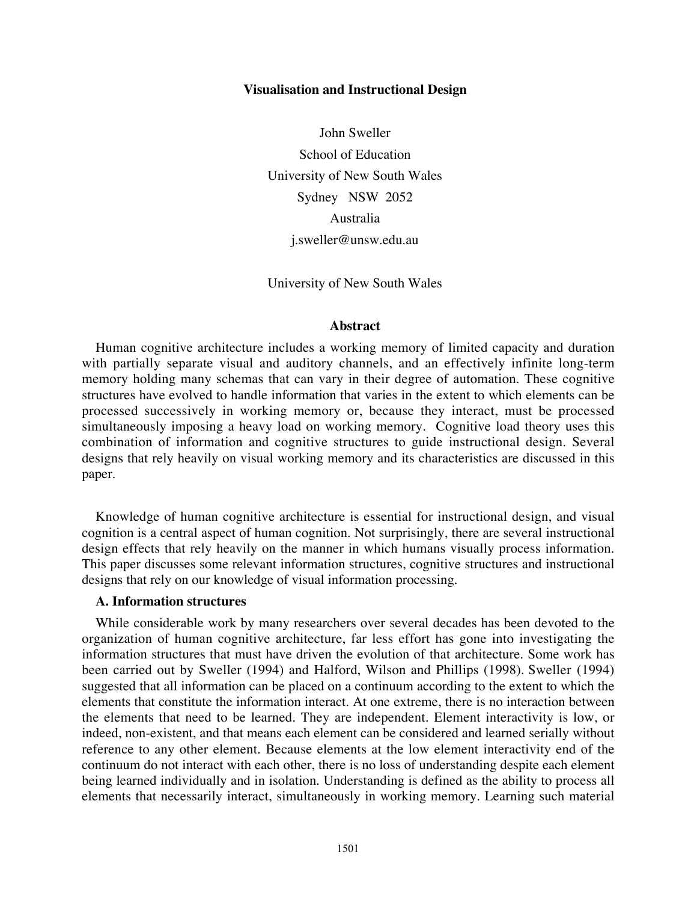# Visualisation and Instructional Design

John Sweller
School of Education
University of New South Wales
Sydney NSW 2052
Australia
j.sweller@unsw.edu.au

University of New South Wales

## Abstract

Human cognitive architecture includes a working memory of limited capacity and duration with partially separate visual and auditory channels, and an effectively infinite long-term memory holding many schemas that can vary in their degree of automation. These cognitive structures have evolved to handle information that varies in the extent to which elements can be processed successively in working memory or, because they interact, must be processed simultaneously imposing a heavy load on working memory. Cognitive load theory uses this combination of information and cognitive structures to guide instructional design. Several designs that rely heavily on visual working memory and its characteristics are discussed in this paper.

Knowledge of human cognitive architecture is essential for instructional design, and visual cognition is a central aspect of human cognition. Not surprisingly, there are several instructional design effects that rely heavily on the manner in which humans visually process information. This paper discusses some relevant information structures, cognitive structures and instructional designs that rely on our knowledge of visual information processing.

### A. Information structures

While considerable work by many researchers over several decades has been devoted to the organization of human cognitive architecture, far less effort has gone into investigating the information structures that must have driven the evolution of that architecture. Some work has been carried out by Sweller (1994) and Halford, Wilson and Phillips (1998). Sweller (1994) suggested that all information can be placed on a continuum according to the extent to which the elements that constitute the information interact. At one extreme, there is no interaction between the elements that need to be learned. They are independent. Element interactivity is low, or indeed, non-existent, and that means each element can be considered and learned serially without reference to any other element. Because elements at the low element interactivity end of the continuum do not interact with each other, there is no loss of understanding despite each element being learned individually and in isolation. Understanding is defined as the ability to process all elements that necessarily interact, simultaneously in working memory. Learning such material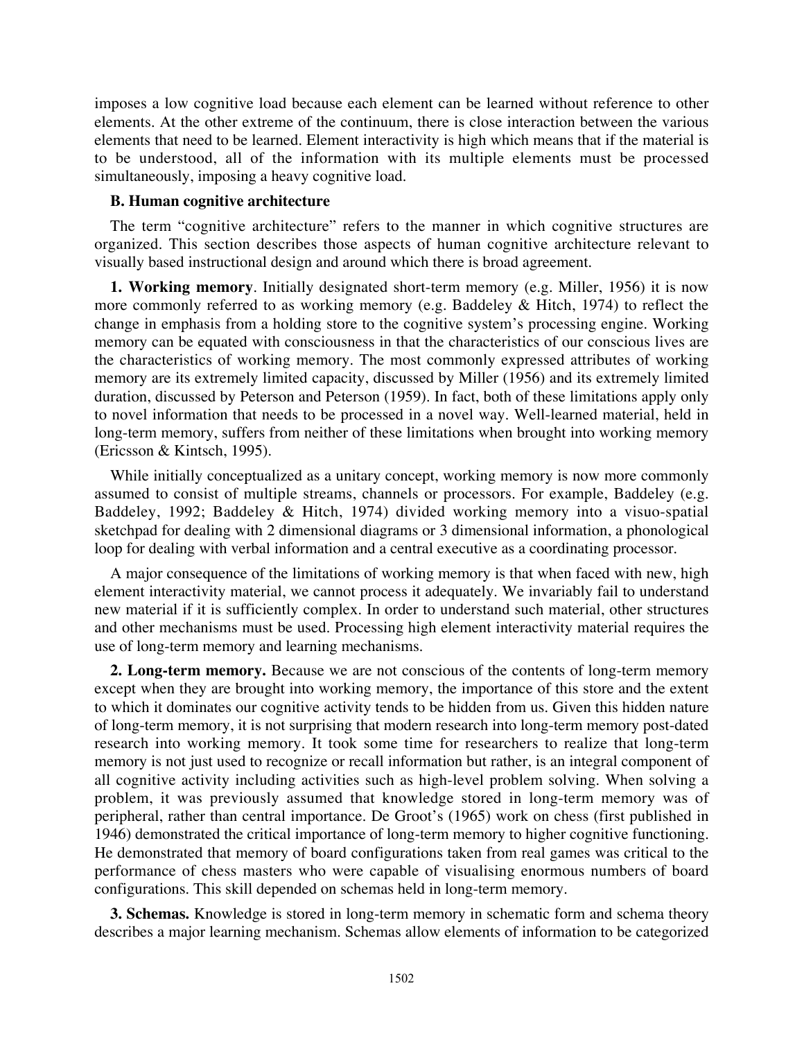imposes a low cognitive load because each element can be learned without reference to other elements. At the other extreme of the continuum, there is close interaction between the various elements that need to be learned. Element interactivity is high which means that if the material is to be understood, all of the information with its multiple elements must be processed simultaneously, imposing a heavy cognitive load.

### B. Human cognitive architecture

The term "cognitive architecture" refers to the manner in which cognitive structures are organized. This section describes those aspects of human cognitive architecture relevant to visually based instructional design and around which there is broad agreement.

**1. Working memory**. Initially designated short-term memory (e.g. Miller, 1956) it is now more commonly referred to as working memory (e.g. Baddeley & Hitch, 1974) to reflect the change in emphasis from a holding store to the cognitive system's processing engine. Working memory can be equated with consciousness in that the characteristics of our conscious lives are the characteristics of working memory. The most commonly expressed attributes of working memory are its extremely limited capacity, discussed by Miller (1956) and its extremely limited duration, discussed by Peterson and Peterson (1959). In fact, both of these limitations apply only to novel information that needs to be processed in a novel way. Well-learned material, held in long-term memory, suffers from neither of these limitations when brought into working memory (Ericsson & Kintsch, 1995).

While initially conceptualized as a unitary concept, working memory is now more commonly assumed to consist of multiple streams, channels or processors. For example, Baddeley (e.g. Baddeley, 1992; Baddeley & Hitch, 1974) divided working memory into a visuo-spatial sketchpad for dealing with 2 dimensional diagrams or 3 dimensional information, a phonological loop for dealing with verbal information and a central executive as a coordinating processor.

A major consequence of the limitations of working memory is that when faced with new, high element interactivity material, we cannot process it adequately. We invariably fail to understand new material if it is sufficiently complex. In order to understand such material, other structures and other mechanisms must be used. Processing high element interactivity material requires the use of long-term memory and learning mechanisms.

**2. Long-term memory.** Because we are not conscious of the contents of long-term memory except when they are brought into working memory, the importance of this store and the extent to which it dominates our cognitive activity tends to be hidden from us. Given this hidden nature of long-term memory, it is not surprising that modern research into long-term memory post-dated research into working memory. It took some time for researchers to realize that long-term memory is not just used to recognize or recall information but rather, is an integral component of all cognitive activity including activities such as high-level problem solving. When solving a problem, it was previously assumed that knowledge stored in long-term memory was of peripheral, rather than central importance. De Groot's (1965) work on chess (first published in 1946) demonstrated the critical importance of long-term memory to higher cognitive functioning. He demonstrated that memory of board configurations taken from real games was critical to the performance of chess masters who were capable of visualising enormous numbers of board configurations. This skill depended on schemas held in long-term memory.

**3. Schemas.** Knowledge is stored in long-term memory in schematic form and schema theory describes a major learning mechanism. Schemas allow elements of information to be categorized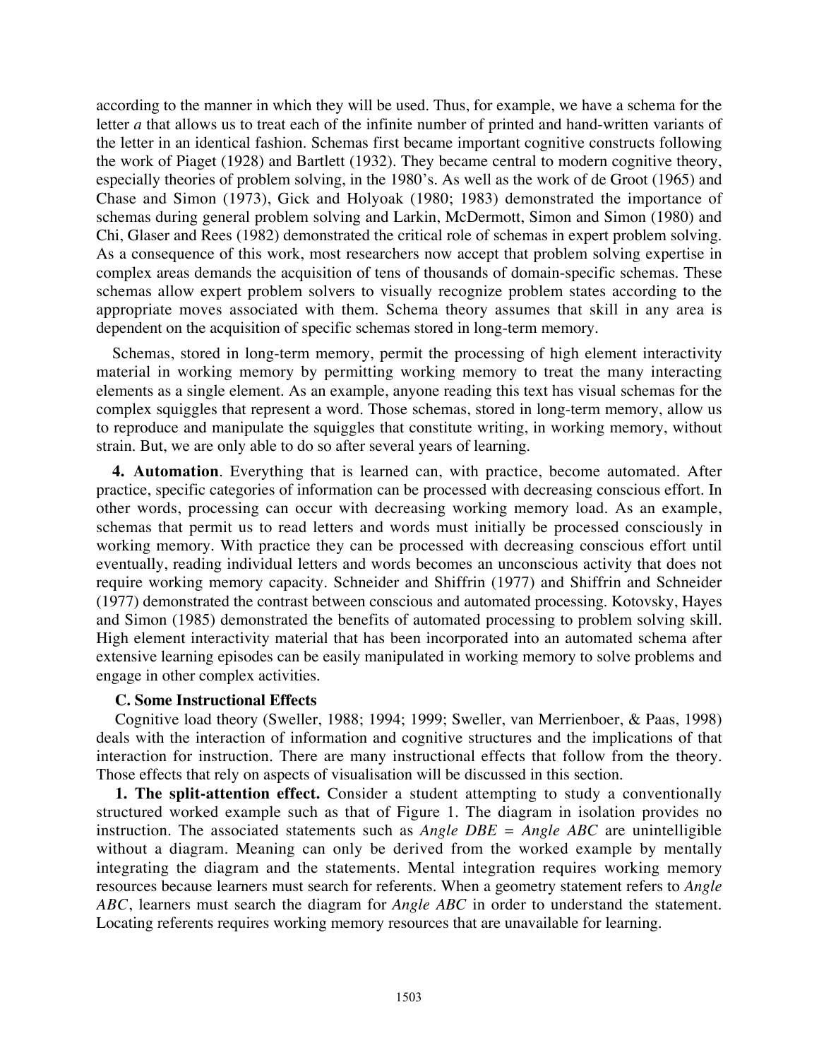according to the manner in which they will be used. Thus, for example, we have a schema for the letter *a* that allows us to treat each of the infinite number of printed and hand-written variants of the letter in an identical fashion. Schemas first became important cognitive constructs following the work of Piaget (1928) and Bartlett (1932). They became central to modern cognitive theory, especially theories of problem solving, in the 1980's. As well as the work of de Groot (1965) and Chase and Simon (1973), Gick and Holyoak (1980; 1983) demonstrated the importance of schemas during general problem solving and Larkin, McDermott, Simon and Simon (1980) and Chi, Glaser and Rees (1982) demonstrated the critical role of schemas in expert problem solving. As a consequence of this work, most researchers now accept that problem solving expertise in complex areas demands the acquisition of tens of thousands of domain-specific schemas. These schemas allow expert problem solvers to visually recognize problem states according to the appropriate moves associated with them. Schema theory assumes that skill in any area is dependent on the acquisition of specific schemas stored in long-term memory.

Schemas, stored in long-term memory, permit the processing of high element interactivity material in working memory by permitting working memory to treat the many interacting elements as a single element. As an example, anyone reading this text has visual schemas for the complex squiggles that represent a word. Those schemas, stored in long-term memory, allow us to reproduce and manipulate the squiggles that constitute writing, in working memory, without strain. But, we are only able to do so after several years of learning.

**4. Automation**. Everything that is learned can, with practice, become automated. After practice, specific categories of information can be processed with decreasing conscious effort. In other words, processing can occur with decreasing working memory load. As an example, schemas that permit us to read letters and words must initially be processed consciously in working memory. With practice they can be processed with decreasing conscious effort until eventually, reading individual letters and words becomes an unconscious activity that does not require working memory capacity. Schneider and Shiffrin (1977) and Shiffrin and Schneider (1977) demonstrated the contrast between conscious and automated processing. Kotovsky, Hayes and Simon (1985) demonstrated the benefits of automated processing to problem solving skill. High element interactivity material that has been incorporated into an automated schema after extensive learning episodes can be easily manipulated in working memory to solve problems and engage in other complex activities.

### C. Some Instructional Effects

Cognitive load theory (Sweller, 1988; 1994; 1999; Sweller, van Merrienboer, & Paas, 1998) deals with the interaction of information and cognitive structures and the implications of that interaction for instruction. There are many instructional effects that follow from the theory. Those effects that rely on aspects of visualisation will be discussed in this section.

**1. The split-attention effect.** Consider a student attempting to study a conventionally structured worked example such as that of Figure 1. The diagram in isolation provides no instruction. The associated statements such as *Angle DBE = Angle ABC* are unintelligible without a diagram. Meaning can only be derived from the worked example by mentally integrating the diagram and the statements. Mental integration requires working memory resources because learners must search for referents. When a geometry statement refers to *Angle ABC*, learners must search the diagram for *Angle ABC* in order to understand the statement. Locating referents requires working memory resources that are unavailable for learning.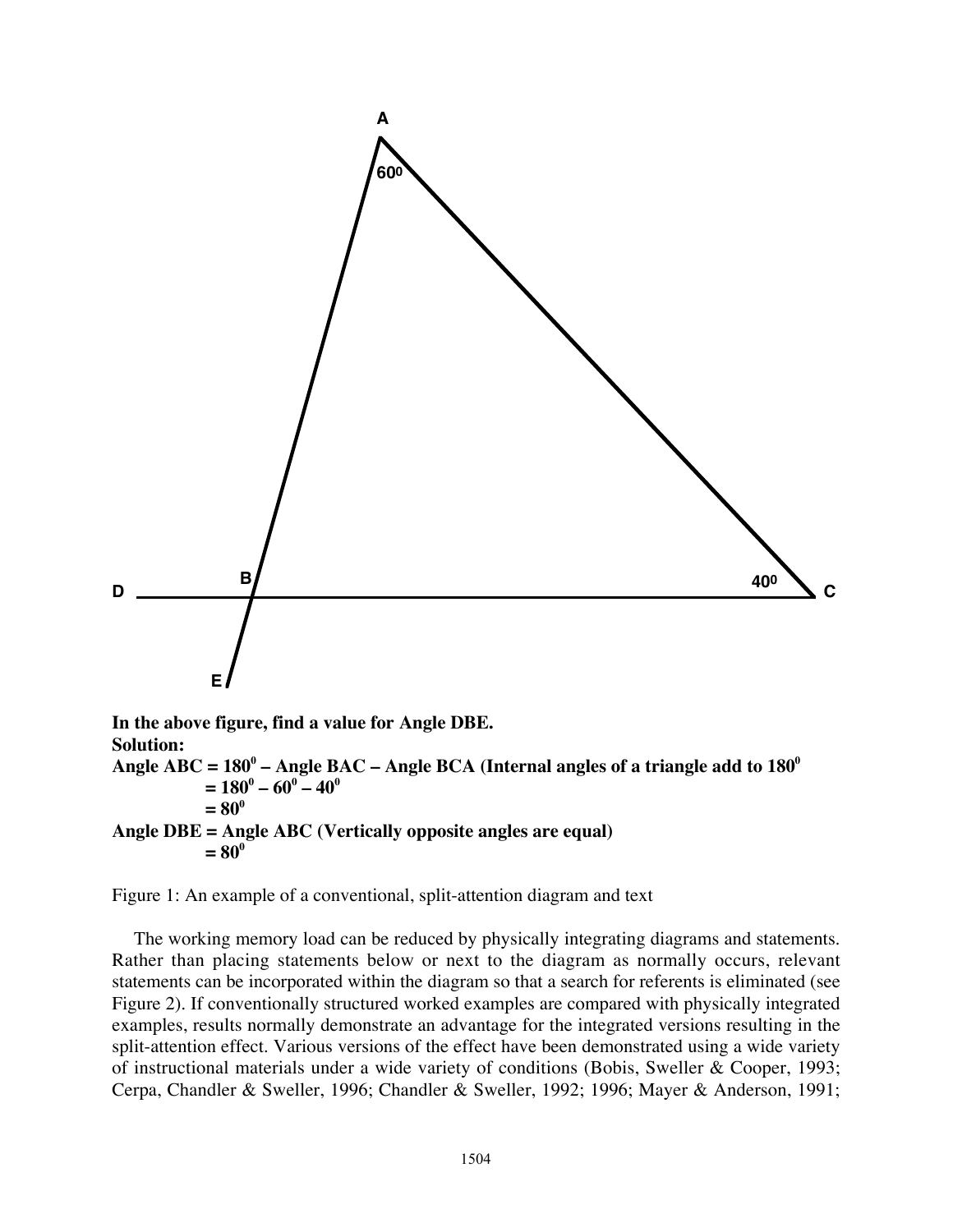In the above figure, find a value for Angle DBE.
**Solution:**
**Angle ABC = $180^0$ – Angle BAC – Angle BCA (Internal angles of a triangle add to $180^0$**
**= $180^0 - 60^0 - 40^0$**
**= $80^0$**
**Angle DBE = Angle ABC (Vertically opposite angles are equal)**
**= $80^0$**

Figure 1: An example of a conventional, split-attention diagram and text

The working memory load can be reduced by physically integrating diagrams and statements. Rather than placing statements below or next to the diagram as normally occurs, relevant statements can be incorporated within the diagram so that a search for referents is eliminated (see Figure 2). If conventionally structured worked examples are compared with physically integrated examples, results normally demonstrate an advantage for the integrated versions resulting in the split-attention effect. Various versions of the effect have been demonstrated using a wide variety of instructional materials under a wide variety of conditions (Bobis, Sweller & Cooper, 1993; Cerpa, Chandler & Sweller, 1996; Chandler & Sweller, 1992; 1996; Mayer & Anderson, 1991;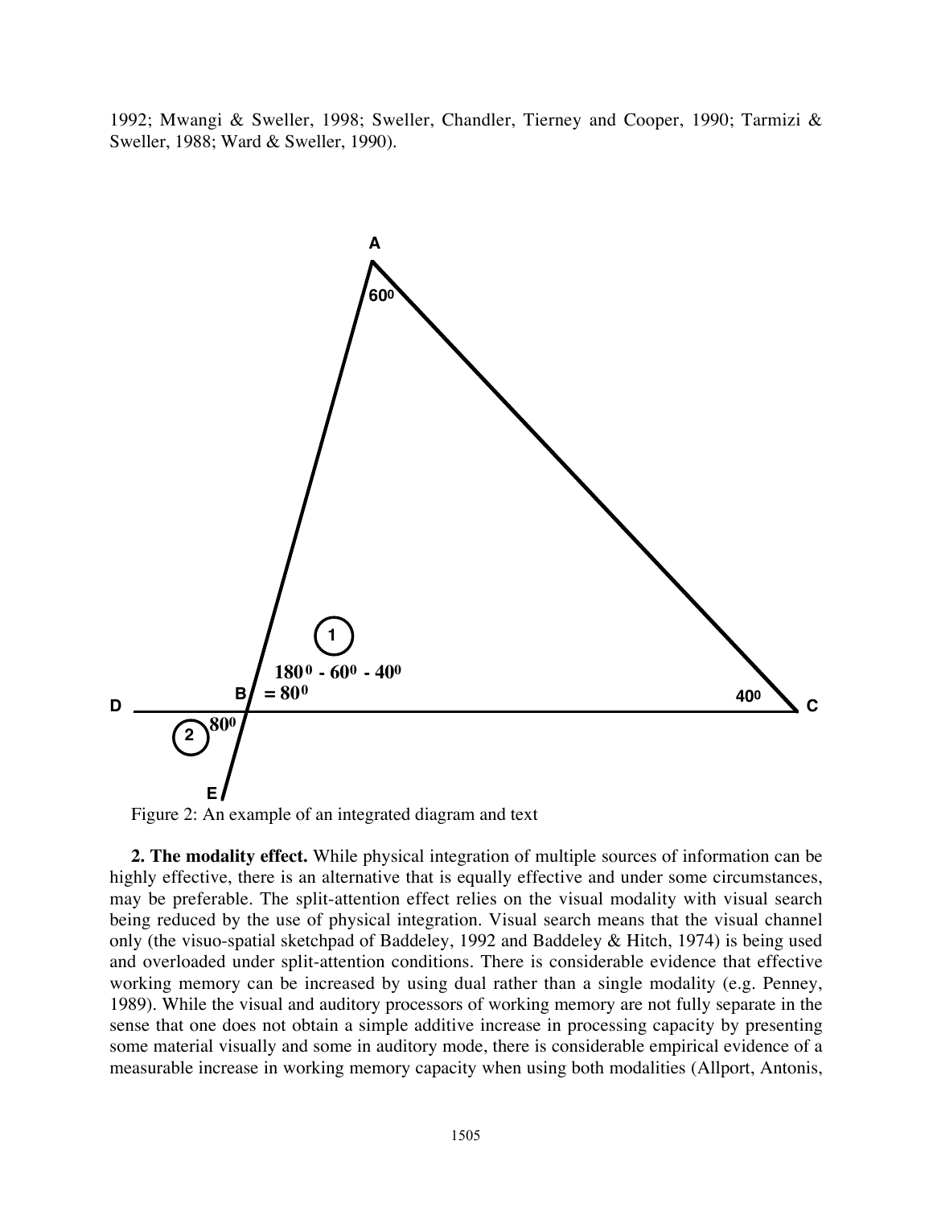1992; Mwangi & Sweller, 1998; Sweller, Chandler, Tierney and Cooper, 1990; Tarmizi & Sweller, 1988; Ward & Sweller, 1990).

Figure 2: An example of an integrated diagram and text

**2. The modality effect.** While physical integration of multiple sources of information can be highly effective, there is an alternative that is equally effective and under some circumstances, may be preferable. The split-attention effect relies on the visual modality with visual search being reduced by the use of physical integration. Visual search means that the visual channel only (the visuo-spatial sketchpad of Baddeley, 1992 and Baddeley & Hitch, 1974) is being used and overloaded under split-attention conditions. There is considerable evidence that effective working memory can be increased by using dual rather than a single modality (e.g. Penney, 1989). While the visual and auditory processors of working memory are not fully separate in the sense that one does not obtain a simple additive increase in processing capacity by presenting some material visually and some in auditory mode, there is considerable empirical evidence of a measurable increase in working memory capacity when using both modalities (Allport, Antonis,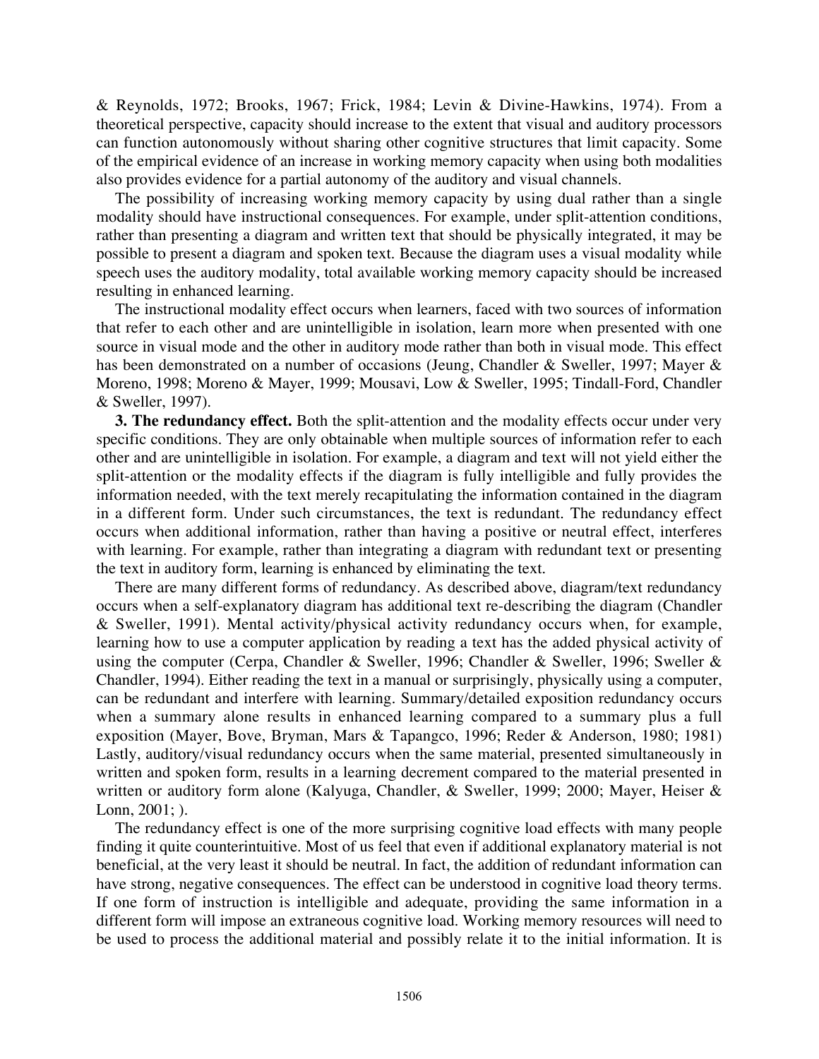& Reynolds, 1972; Brooks, 1967; Frick, 1984; Levin & Divine-Hawkins, 1974). From a theoretical perspective, capacity should increase to the extent that visual and auditory processors can function autonomously without sharing other cognitive structures that limit capacity. Some of the empirical evidence of an increase in working memory capacity when using both modalities also provides evidence for a partial autonomy of the auditory and visual channels.

The possibility of increasing working memory capacity by using dual rather than a single modality should have instructional consequences. For example, under split-attention conditions, rather than presenting a diagram and written text that should be physically integrated, it may be possible to present a diagram and spoken text. Because the diagram uses a visual modality while speech uses the auditory modality, total available working memory capacity should be increased resulting in enhanced learning.

The instructional modality effect occurs when learners, faced with two sources of information that refer to each other and are unintelligible in isolation, learn more when presented with one source in visual mode and the other in auditory mode rather than both in visual mode. This effect has been demonstrated on a number of occasions (Jeung, Chandler & Sweller, 1997; Mayer & Moreno, 1998; Moreno & Mayer, 1999; Mousavi, Low & Sweller, 1995; Tindall-Ford, Chandler & Sweller, 1997).

**3. The redundancy effect.** Both the split-attention and the modality effects occur under very specific conditions. They are only obtainable when multiple sources of information refer to each other and are unintelligible in isolation. For example, a diagram and text will not yield either the split-attention or the modality effects if the diagram is fully intelligible and fully provides the information needed, with the text merely recapitulating the information contained in the diagram in a different form. Under such circumstances, the text is redundant. The redundancy effect occurs when additional information, rather than having a positive or neutral effect, interferes with learning. For example, rather than integrating a diagram with redundant text or presenting the text in auditory form, learning is enhanced by eliminating the text.

There are many different forms of redundancy. As described above, diagram/text redundancy occurs when a self-explanatory diagram has additional text re-describing the diagram (Chandler & Sweller, 1991). Mental activity/physical activity redundancy occurs when, for example, learning how to use a computer application by reading a text has the added physical activity of using the computer (Cerpa, Chandler & Sweller, 1996; Chandler & Sweller, 1996; Sweller & Chandler, 1994). Either reading the text in a manual or surprisingly, physically using a computer, can be redundant and interfere with learning. Summary/detailed exposition redundancy occurs when a summary alone results in enhanced learning compared to a summary plus a full exposition (Mayer, Bove, Bryman, Mars & Tapangco, 1996; Reder & Anderson, 1980; 1981) Lastly, auditory/visual redundancy occurs when the same material, presented simultaneously in written and spoken form, results in a learning decrement compared to the material presented in written or auditory form alone (Kalyuga, Chandler, & Sweller, 1999; 2000; Mayer, Heiser & Lonn, 2001; ).

The redundancy effect is one of the more surprising cognitive load effects with many people finding it quite counterintuitive. Most of us feel that even if additional explanatory material is not beneficial, at the very least it should be neutral. In fact, the addition of redundant information can have strong, negative consequences. The effect can be understood in cognitive load theory terms. If one form of instruction is intelligible and adequate, providing the same information in a different form will impose an extraneous cognitive load. Working memory resources will need to be used to process the additional material and possibly relate it to the initial information. It is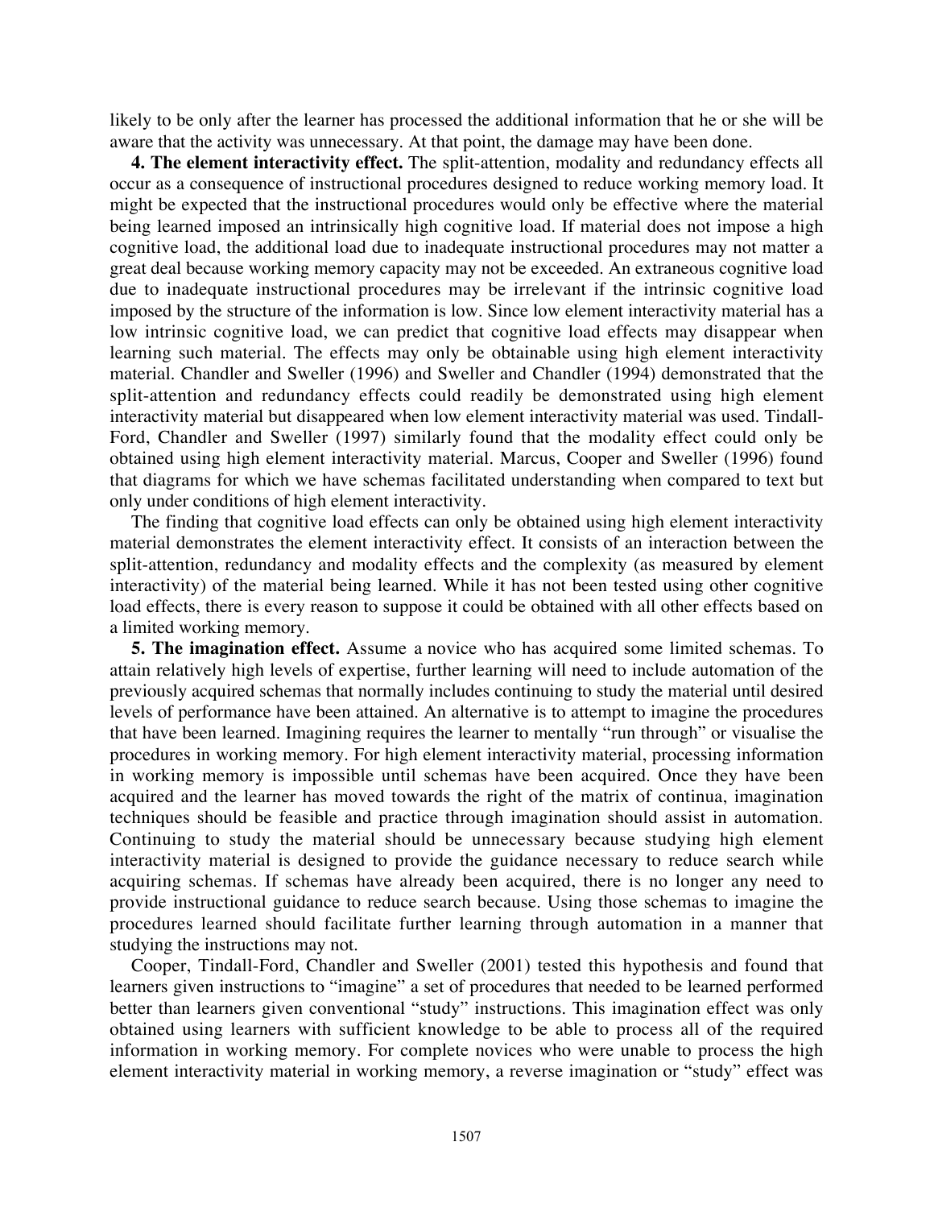likely to be only after the learner has processed the additional information that he or she will be aware that the activity was unnecessary. At that point, the damage may have been done.

**4. The element interactivity effect.** The split-attention, modality and redundancy effects all occur as a consequence of instructional procedures designed to reduce working memory load. It might be expected that the instructional procedures would only be effective where the material being learned imposed an intrinsically high cognitive load. If material does not impose a high cognitive load, the additional load due to inadequate instructional procedures may not matter a great deal because working memory capacity may not be exceeded. An extraneous cognitive load due to inadequate instructional procedures may be irrelevant if the intrinsic cognitive load imposed by the structure of the information is low. Since low element interactivity material has a low intrinsic cognitive load, we can predict that cognitive load effects may disappear when learning such material. The effects may only be obtainable using high element interactivity material. Chandler and Sweller (1996) and Sweller and Chandler (1994) demonstrated that the split-attention and redundancy effects could readily be demonstrated using high element interactivity material but disappeared when low element interactivity material was used. Tindall-Ford, Chandler and Sweller (1997) similarly found that the modality effect could only be obtained using high element interactivity material. Marcus, Cooper and Sweller (1996) found that diagrams for which we have schemas facilitated understanding when compared to text but only under conditions of high element interactivity.

The finding that cognitive load effects can only be obtained using high element interactivity material demonstrates the element interactivity effect. It consists of an interaction between the split-attention, redundancy and modality effects and the complexity (as measured by element interactivity) of the material being learned. While it has not been tested using other cognitive load effects, there is every reason to suppose it could be obtained with all other effects based on a limited working memory.

**5. The imagination effect.** Assume a novice who has acquired some limited schemas. To attain relatively high levels of expertise, further learning will need to include automation of the previously acquired schemas that normally includes continuing to study the material until desired levels of performance have been attained. An alternative is to attempt to imagine the procedures that have been learned. Imagining requires the learner to mentally "run through" or visualise the procedures in working memory. For high element interactivity material, processing information in working memory is impossible until schemas have been acquired. Once they have been acquired and the learner has moved towards the right of the matrix of continua, imagination techniques should be feasible and practice through imagination should assist in automation. Continuing to study the material should be unnecessary because studying high element interactivity material is designed to provide the guidance necessary to reduce search while acquiring schemas. If schemas have already been acquired, there is no longer any need to provide instructional guidance to reduce search because. Using those schemas to imagine the procedures learned should facilitate further learning through automation in a manner that studying the instructions may not.

Cooper, Tindall-Ford, Chandler and Sweller (2001) tested this hypothesis and found that learners given instructions to "imagine" a set of procedures that needed to be learned performed better than learners given conventional "study" instructions. This imagination effect was only obtained using learners with sufficient knowledge to be able to process all of the required information in working memory. For complete novices who were unable to process the high element interactivity material in working memory, a reverse imagination or "study" effect was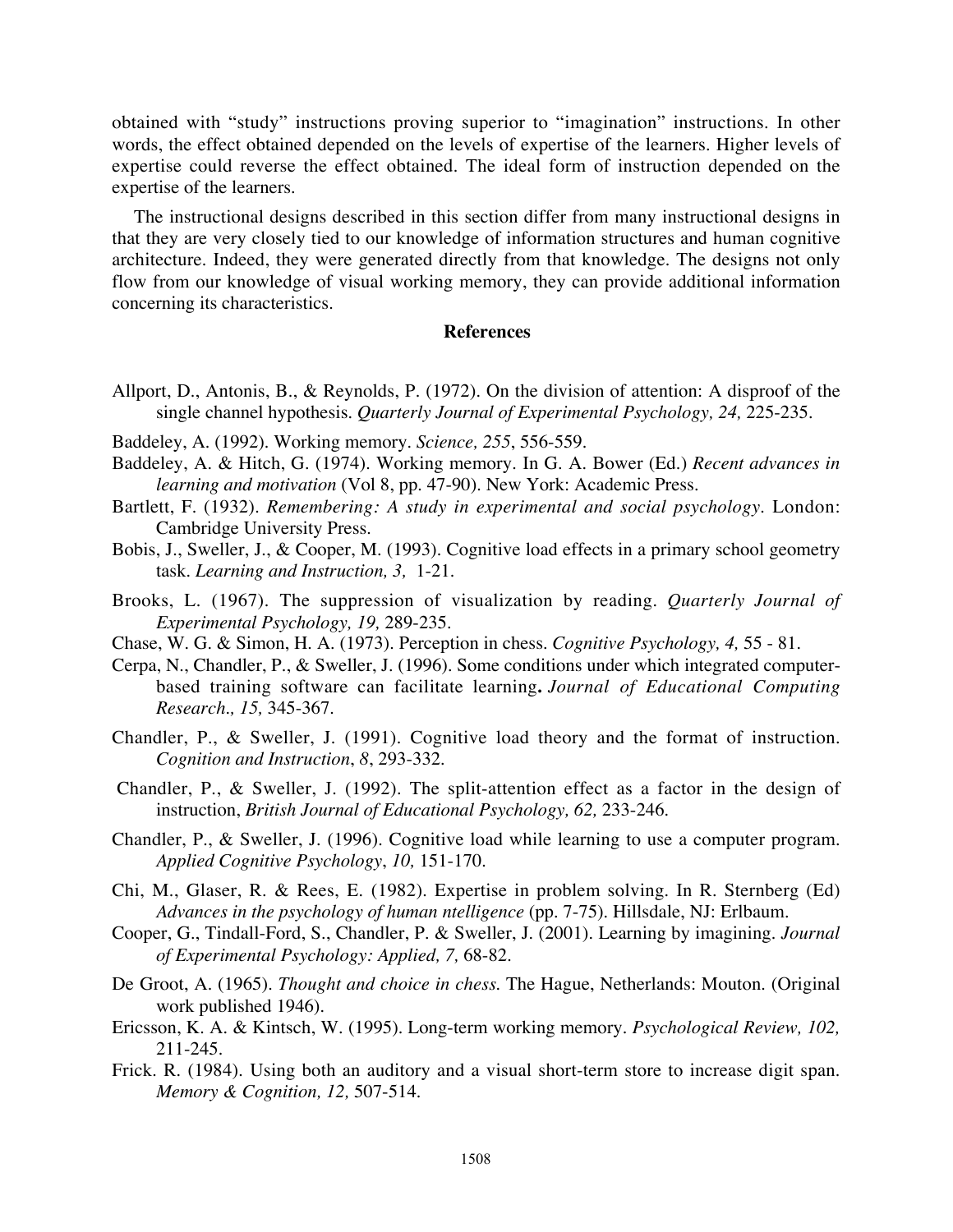obtained with "study" instructions proving superior to "imagination" instructions. In other words, the effect obtained depended on the levels of expertise of the learners. Higher levels of expertise could reverse the effect obtained. The ideal form of instruction depended on the expertise of the learners.

The instructional designs described in this section differ from many instructional designs in that they are very closely tied to our knowledge of information structures and human cognitive architecture. Indeed, they were generated directly from that knowledge. The designs not only flow from our knowledge of visual working memory, they can provide additional information concerning its characteristics.

## References

Allport, D., Antonis, B., & Reynolds, P. (1972). On the division of attention: A disproof of the single channel hypothesis. *Quarterly Journal of Experimental Psychology, 24,* 225-235.

Baddeley, A. (1992). Working memory. *Science, 255*, 556-559.

Baddeley, A. & Hitch, G. (1974). Working memory. In G. A. Bower (Ed.) *Recent advances in learning and motivation* (Vol 8, pp. 47-90). New York: Academic Press.

Bartlett, F. (1932). *Remembering: A study in experimental and social psychology*. London: Cambridge University Press.

Bobis, J., Sweller, J., & Cooper, M. (1993). Cognitive load effects in a primary school geometry task. *Learning and Instruction, 3,* 1-21.

Brooks, L. (1967). The suppression of visualization by reading. *Quarterly Journal of Experimental Psychology, 19,* 289-235.

Chase, W. G. & Simon, H. A. (1973). Perception in chess. *Cognitive Psychology, 4,* 55 - 81.

Cerpa, N., Chandler, P., & Sweller, J. (1996). Some conditions under which integrated computer-based training software can facilitate learning**.** *Journal of Educational Computing Research., 15,* 345-367.

Chandler, P., & Sweller, J. (1991). Cognitive load theory and the format of instruction. *Cognition and Instruction*, *8*, 293-332.

Chandler, P., & Sweller, J. (1992). The split-attention effect as a factor in the design of instruction, *British Journal of Educational Psychology, 62,* 233-246.

Chandler, P., & Sweller, J. (1996). Cognitive load while learning to use a computer program. *Applied Cognitive Psychology*, *10,* 151-170.

Chi, M., Glaser, R. & Rees, E. (1982). Expertise in problem solving. In R. Sternberg (Ed) *Advances in the psychology of human ntelligence* (pp. 7-75). Hillsdale, NJ: Erlbaum.

Cooper, G., Tindall-Ford, S., Chandler, P. & Sweller, J. (2001). Learning by imagining. *Journal of Experimental Psychology: Applied, 7,* 68-82.

De Groot, A. (1965). *Thought and choice in chess.* The Hague, Netherlands: Mouton. (Original work published 1946).

Ericsson, K. A. & Kintsch, W. (1995). Long-term working memory. *Psychological Review, 102,* 211-245.

Frick. R. (1984). Using both an auditory and a visual short-term store to increase digit span. *Memory & Cognition, 12,* 507-514.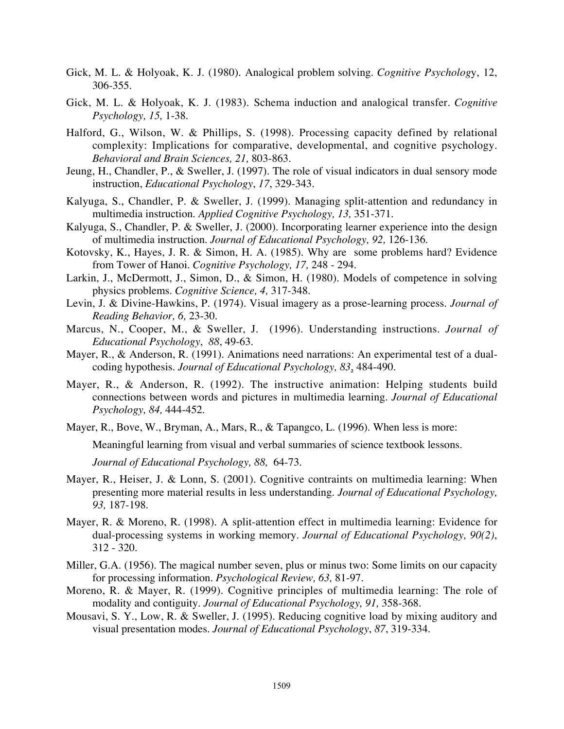Gick, M. L. & Holyoak, K. J. (1980). Analogical problem solving. *Cognitive Psychology*, 12, 306-355.

Gick, M. L. & Holyoak, K. J. (1983). Schema induction and analogical transfer. *Cognitive Psychology, 15,* 1-38.

Halford, G., Wilson, W. & Phillips, S. (1998). Processing capacity defined by relational complexity: Implications for comparative, developmental, and cognitive psychology. *Behavioral and Brain Sciences, 21,* 803-863.

Jeung, H., Chandler, P., & Sweller, J. (1997). The role of visual indicators in dual sensory mode instruction, *Educational Psychology*, *17*, 329-343.

Kalyuga, S., Chandler, P. & Sweller, J. (1999). Managing split-attention and redundancy in multimedia instruction. *Applied Cognitive Psychology, 13,* 351-371.

Kalyuga, S., Chandler, P. & Sweller, J. (2000). Incorporating learner experience into the design of multimedia instruction. *Journal of Educational Psychology, 92,* 126-136.

Kotovsky, K., Hayes, J. R. & Simon, H. A. (1985). Why are some problems hard? Evidence from Tower of Hanoi. *Cognitive Psychology, 17,* 248 - 294.

Larkin, J., McDermott, J., Simon, D., & Simon, H. (1980). Models of competence in solving physics problems. *Cognitive Science, 4,* 317-348.

Levin, J. & Divine-Hawkins, P. (1974). Visual imagery as a prose-learning process. *Journal of Reading Behavior, 6,* 23-30.

Marcus, N., Cooper, M., & Sweller, J. (1996). Understanding instructions. *Journal of Educational Psychology*, *88*, 49-63.

Mayer, R., & Anderson, R. (1991). Animations need narrations: An experimental test of a dual-coding hypothesis. *Journal of Educational Psychology, 83*, 484-490.

Mayer, R., & Anderson, R. (1992). The instructive animation: Helping students build connections between words and pictures in multimedia learning. *Journal of Educational Psychology, 84,* 444-452.

Mayer, R., Bove, W., Bryman, A., Mars, R., & Tapangco, L. (1996). When less is more:

Meaningful learning from visual and verbal summaries of science textbook lessons.

*Journal of Educational Psychology, 88,* 64-73.

Mayer, R., Heiser, J. & Lonn, S. (2001). Cognitive contraints on multimedia learning: When presenting more material results in less understanding. *Journal of Educational Psychology, 93,* 187-198.

Mayer, R. & Moreno, R. (1998). A split-attention effect in multimedia learning: Evidence for dual-processing systems in working memory. *Journal of Educational Psychology, 90(2)*, 312 - 320.

Miller, G.A. (1956). The magical number seven, plus or minus two: Some limits on our capacity for processing information. *Psychological Review, 63,* 81-97.

Moreno, R. & Mayer, R. (1999). Cognitive principles of multimedia learning: The role of modality and contiguity. *Journal of Educational Psychology, 91,* 358-368.

Mousavi, S. Y., Low, R. & Sweller, J. (1995). Reducing cognitive load by mixing auditory and visual presentation modes. *Journal of Educational Psychology*, *87*, 319-334.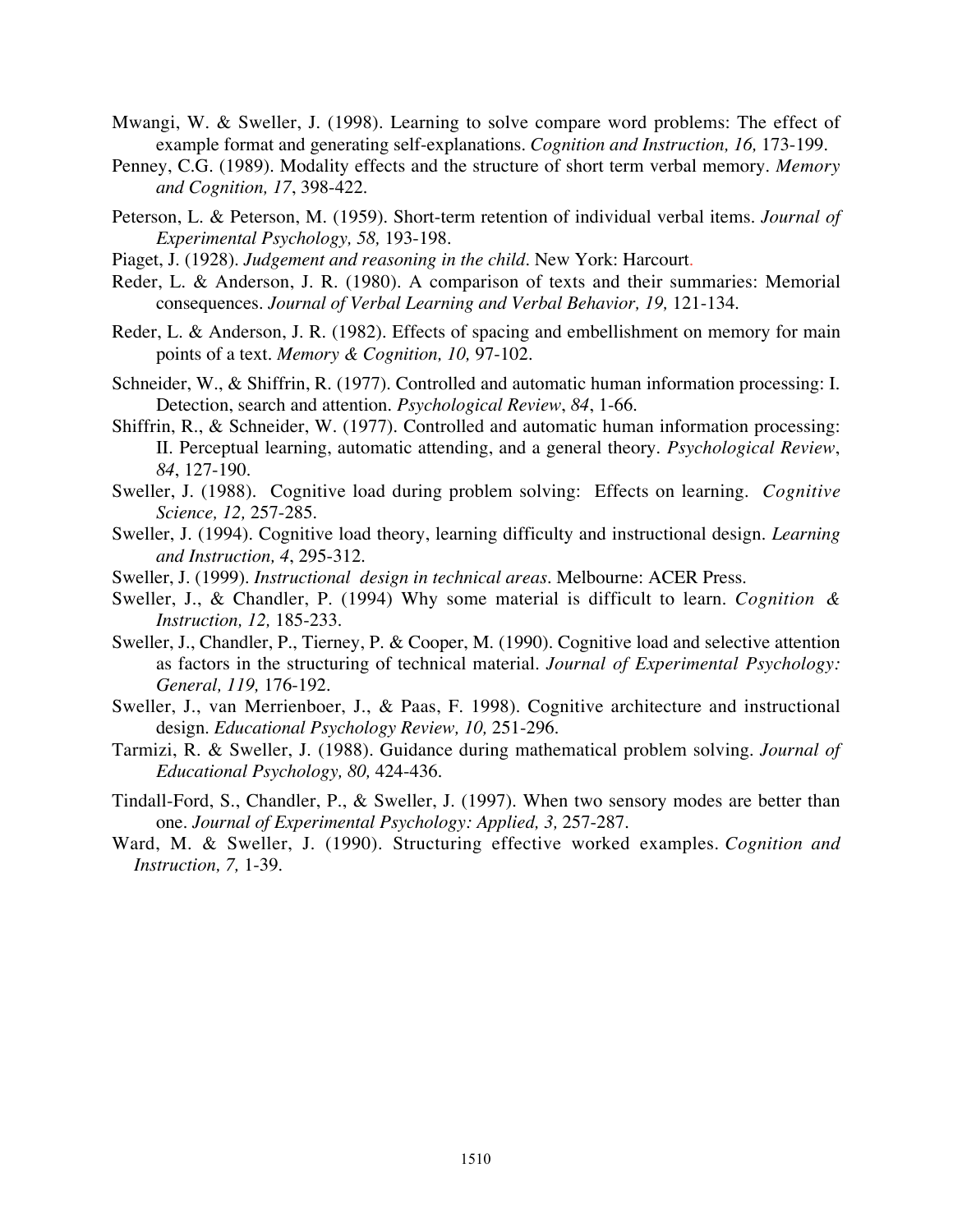Mwangi, W. & Sweller, J. (1998). Learning to solve compare word problems: The effect of example format and generating self-explanations. *Cognition and Instruction, 16,* 173-199.

Penney, C.G. (1989). Modality effects and the structure of short term verbal memory. *Memory and Cognition, 17*, 398-422.

Peterson, L. & Peterson, M. (1959). Short-term retention of individual verbal items. *Journal of Experimental Psychology, 58,* 193-198.

Piaget, J. (1928). *Judgement and reasoning in the child*. New York: Harcourt.

Reder, L. & Anderson, J. R. (1980). A comparison of texts and their summaries: Memorial consequences. *Journal of Verbal Learning and Verbal Behavior, 19,* 121-134.

Reder, L. & Anderson, J. R. (1982). Effects of spacing and embellishment on memory for main points of a text. *Memory & Cognition, 10,* 97-102.

Schneider, W., & Shiffrin, R. (1977). Controlled and automatic human information processing: I. Detection, search and attention. *Psychological Review*, *84*, 1-66.

Shiffrin, R., & Schneider, W. (1977). Controlled and automatic human information processing: II. Perceptual learning, automatic attending, and a general theory. *Psychological Review*, *84*, 127-190.

Sweller, J. (1988). Cognitive load during problem solving: Effects on learning. *Cognitive Science, 12,* 257-285.

Sweller, J. (1994). Cognitive load theory, learning difficulty and instructional design. *Learning and Instruction, 4*, 295-312.

Sweller, J. (1999). *Instructional design in technical areas*. Melbourne: ACER Press.

Sweller, J., & Chandler, P. (1994) Why some material is difficult to learn. *Cognition & Instruction, 12,* 185-233.

Sweller, J., Chandler, P., Tierney, P. & Cooper, M. (1990). Cognitive load and selective attention as factors in the structuring of technical material. *Journal of Experimental Psychology: General, 119,* 176-192.

Sweller, J., van Merrienboer, J., & Paas, F. 1998). Cognitive architecture and instructional design. *Educational Psychology Review, 10,* 251-296.

Tarmizi, R. & Sweller, J. (1988). Guidance during mathematical problem solving. *Journal of Educational Psychology, 80,* 424-436.

Tindall-Ford, S., Chandler, P., & Sweller, J. (1997). When two sensory modes are better than one. *Journal of Experimental Psychology: Applied, 3,* 257-287.

Ward, M. & Sweller, J. (1990). Structuring effective worked examples. *Cognition and Instruction, 7,* 1-39.